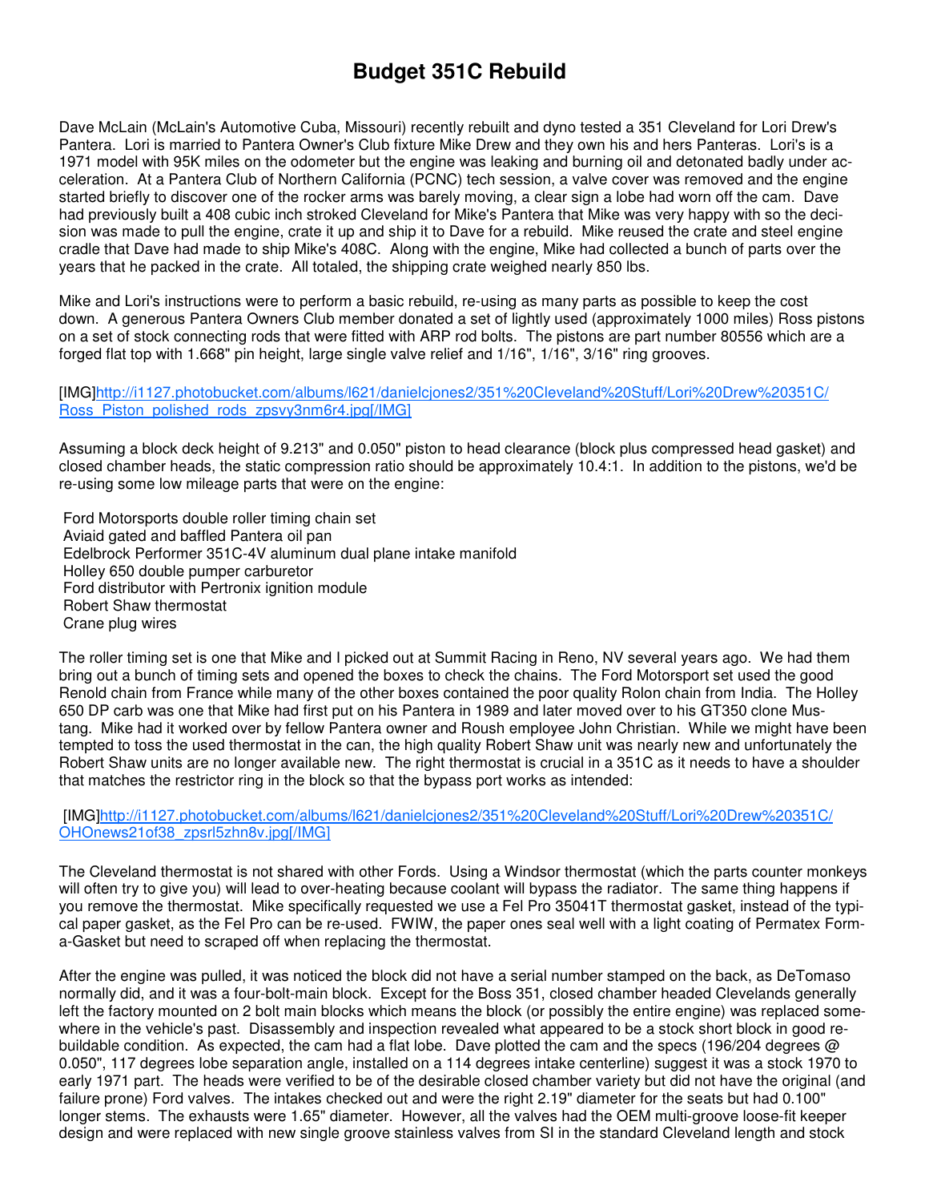# Budget 351C Rebuild

Dave McLain (McLain's Automotive Cuba, Missouri) recently rebuilt and dyno tested a 351 Cleveland for Lori Drew's Pantera. Lori is married to Pantera Owner's Club fixture Mike Drew and they own his and hers Panteras. Lori's is a 1971 model with 95K miles on the odometer but the engine was leaking and burning oil and detonated badly under acceleration. At a Pantera Club of Northern California (PCNC) tech session, a valve cover was removed and the engine started briefly to discover one of the rocker arms was barely moving, a clear sign a lobe had worn off the cam. Dave had previously built a 408 cubic inch stroked Cleveland for Mike's Pantera that Mike was very happy with so the decision was made to pull the engine, crate it up and ship it to Dave for a rebuild. Mike reused the crate and steel engine cradle that Dave had made to ship Mike's 408C. Along with the engine, Mike had collected a bunch of parts over the years that he packed in the crate. All totaled, the shipping crate weighed nearly 850 lbs.

Mike and Lori's instructions were to perform a basic rebuild, re-using as many parts as possible to keep the cost down. A generous Pantera Owners Club member donated a set of lightly used (approximately 1000 miles) Ross pistons on a set of stock connecting rods that were fitted with ARP rod bolts. The pistons are part number 80556 which are a forged flat top with 1.668" pin height, large single valve relief and 1/16", 1/16", 3/16" ring grooves.

[IMG]http://i1127.photobucket.com/albums/l621/danielcjones2/351%20Cleveland%20Stuff/Lori%20Drew%20351C/Ross_Piston_polished_rods_zpsvy3nm6r4.jpg[/IMG]

Assuming a block deck height of 9.213" and 0.050" piston to head clearance (block plus compressed head gasket) and closed chamber heads, the static compression ratio should be approximately 10.4:1. In addition to the pistons, we'd be re-using some low mileage parts that were on the engine:

- Ford Motorsports double roller timing chain set
- Aviaid gated and baffled Pantera oil pan
- Edelbrock Performer 351C-4V aluminum dual plane intake manifold
- Holley 650 double pumper carburetor
- Ford distributor with Pertronix ignition module
- Robert Shaw thermostat
- Crane plug wires

The roller timing set is one that Mike and I picked out at Summit Racing in Reno, NV several years ago. We had them bring out a bunch of timing sets and opened the boxes to check the chains. The Ford Motorsport set used the good Renold chain from France while many of the other boxes contained the poor quality Rolon chain from India. The Holley 650 DP carb was one that Mike had first put on his Pantera in 1989 and later moved over to his GT350 clone Mustang. Mike had it worked over by fellow Pantera owner and Roush employee John Christian. While we might have been tempted to toss the used thermostat in the can, the high quality Robert Shaw unit was nearly new and unfortunately the Robert Shaw units are no longer available new. The right thermostat is crucial in a 351C as it needs to have a shoulder that matches the restrictor ring in the block so that the bypass port works as intended:

[IMG]http://i1127.photobucket.com/albums/l621/danielcjones2/351%20Cleveland%20Stuff/Lori%20Drew%20351C/OHOnews21of38_zpsrl5zhn8v.jpg[/IMG]

The Cleveland thermostat is not shared with other Fords. Using a Windsor thermostat (which the parts counter monkeys will often try to give you) will lead to over-heating because coolant will bypass the radiator. The same thing happens if you remove the thermostat. Mike specifically requested we use a Fel Pro 35041T thermostat gasket, instead of the typical paper gasket, as the Fel Pro can be re-used. FWIW, the paper ones seal well with a light coating of Permatex Form-a-Gasket but need to scraped off when replacing the thermostat.

After the engine was pulled, it was noticed the block did not have a serial number stamped on the back, as DeTomaso normally did, and it was a four-bolt-main block. Except for the Boss 351, closed chamber headed Clevelands generally left the factory mounted on 2 bolt main blocks which means the block (or possibly the entire engine) was replaced somewhere in the vehicle's past. Disassembly and inspection revealed what appeared to be a stock short block in good rebuildable condition. As expected, the cam had a flat lobe. Dave plotted the cam and the specs (196/204 degrees @ 0.050", 117 degrees lobe separation angle, installed on a 114 degrees intake centerline) suggest it was a stock 1970 to early 1971 part. The heads were verified to be of the desirable closed chamber variety but did not have the original (and failure prone) Ford valves. The intakes checked out and were the right 2.19" diameter for the seats but had 0.100" longer stems. The exhausts were 1.65" diameter. However, all the valves had the OEM multi-groove loose-fit keeper design and were replaced with new single groove stainless valves from SI in the standard Cleveland length and stock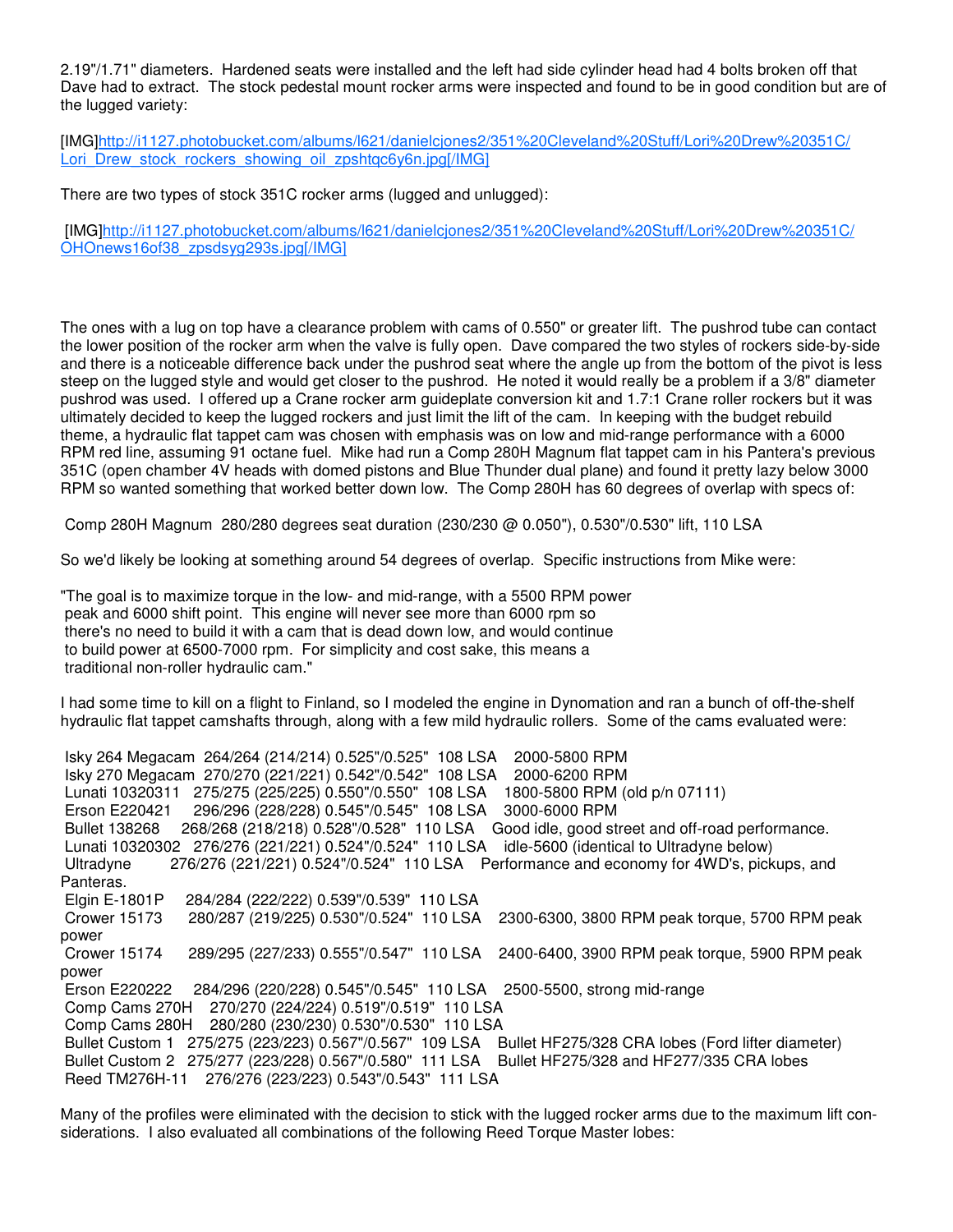2.19"/1.71" diameters. Hardened seats were installed and the left had side cylinder head had 4 bolts broken off that Dave had to extract. The stock pedestal mount rocker arms were inspected and found to be in good condition but are of the lugged variety:

[IMG]http://i1127.photobucket.com/albums/l621/danielcjones2/351%20Cleveland%20Stuff/Lori%20Drew%20351C/Lori_Drew_stock_rockers_showing_oil_zpshtqc6y6n.jpg[/IMG]

There are two types of stock 351C rocker arms (lugged and unlugged):

[IMG]http://i1127.photobucket.com/albums/l621/danielcjones2/351%20Cleveland%20Stuff/Lori%20Drew%20351C/OHOnews16of38_zpsdsyg293s.jpg[/IMG]

The ones with a lug on top have a clearance problem with cams of 0.550" or greater lift. The pushrod tube can contact the lower position of the rocker arm when the valve is fully open. Dave compared the two styles of rockers side-by-side and there is a noticeable difference back under the pushrod seat where the angle up from the bottom of the pivot is less steep on the lugged style and would get closer to the pushrod. He noted it would really be a problem if a 3/8" diameter pushrod was used. I offered up a Crane rocker arm guideplate conversion kit and 1.7:1 Crane roller rockers but it was ultimately decided to keep the lugged rockers and just limit the lift of the cam. In keeping with the budget rebuild theme, a hydraulic flat tappet cam was chosen with emphasis was on low and mid-range performance with a 6000 RPM red line, assuming 91 octane fuel. Mike had run a Comp 280H Magnum flat tappet cam in his Pantera's previous 351C (open chamber 4V heads with domed pistons and Blue Thunder dual plane) and found it pretty lazy below 3000 RPM so wanted something that worked better down low. The Comp 280H has 60 degrees of overlap with specs of:

Comp 280H Magnum 280/280 degrees seat duration (230/230 @ 0.050"), 0.530"/0.530" lift, 110 LSA

So we'd likely be looking at something around 54 degrees of overlap. Specific instructions from Mike were:

"The goal is to maximize torque in the low- and mid-range, with a 5500 RPM power peak and 6000 shift point. This engine will never see more than 6000 rpm so there's no need to build it with a cam that is dead down low, and would continue to build power at 6500-7000 rpm. For simplicity and cost sake, this means a traditional non-roller hydraulic cam."

I had some time to kill on a flight to Finland, so I modeled the engine in Dynomation and ran a bunch of off-the-shelf hydraulic flat tappet camshafts through, along with a few mild hydraulic rollers. Some of the cams evaluated were:

Isky 264 Megacam 264/264 (214/214) 0.525"/0.525" 108 LSA 2000-5800 RPM
Isky 270 Megacam 270/270 (221/221) 0.542"/0.542" 108 LSA 2000-6200 RPM
Lunati 10320311 275/275 (225/225) 0.550"/0.550" 108 LSA 1800-5800 RPM (old p/n 07111)
Erson E220421 296/296 (228/228) 0.545"/0.545" 108 LSA 3000-6000 RPM
Bullet 138268 268/268 (218/218) 0.528"/0.528" 110 LSA Good idle, good street and off-road performance.
Lunati 10320302 276/276 (221/221) 0.524"/0.524" 110 LSA idle-5600 (identical to Ultradyne below)
Ultradyne 276/276 (221/221) 0.524"/0.524" 110 LSA Performance and economy for 4WD's, pickups, and Panteras.
Elgin E-1801P 284/284 (222/222) 0.539"/0.539" 110 LSA
Crower 15173 280/287 (219/225) 0.530"/0.524" 110 LSA 2300-6300, 3800 RPM peak torque, 5700 RPM peak power
Crower 15174 289/295 (227/233) 0.555"/0.547" 110 LSA 2400-6400, 3900 RPM peak torque, 5900 RPM peak power
Erson E220222 284/296 (220/228) 0.545"/0.545" 110 LSA 2500-5500, strong mid-range
Comp Cams 270H 270/270 (224/224) 0.519"/0.519" 110 LSA
Comp Cams 280H 280/280 (230/230) 0.530"/0.530" 110 LSA
Bullet Custom 1 275/275 (223/223) 0.567"/0.567" 109 LSA Bullet HF275/328 CRA lobes (Ford lifter diameter)
Bullet Custom 2 275/277 (223/228) 0.567"/0.580" 111 LSA Bullet HF275/328 and HF277/335 CRA lobes
Reed TM276H-11 276/276 (223/223) 0.543"/0.543" 111 LSA

Many of the profiles were eliminated with the decision to stick with the lugged rocker arms due to the maximum lift considerations. I also evaluated all combinations of the following Reed Torque Master lobes: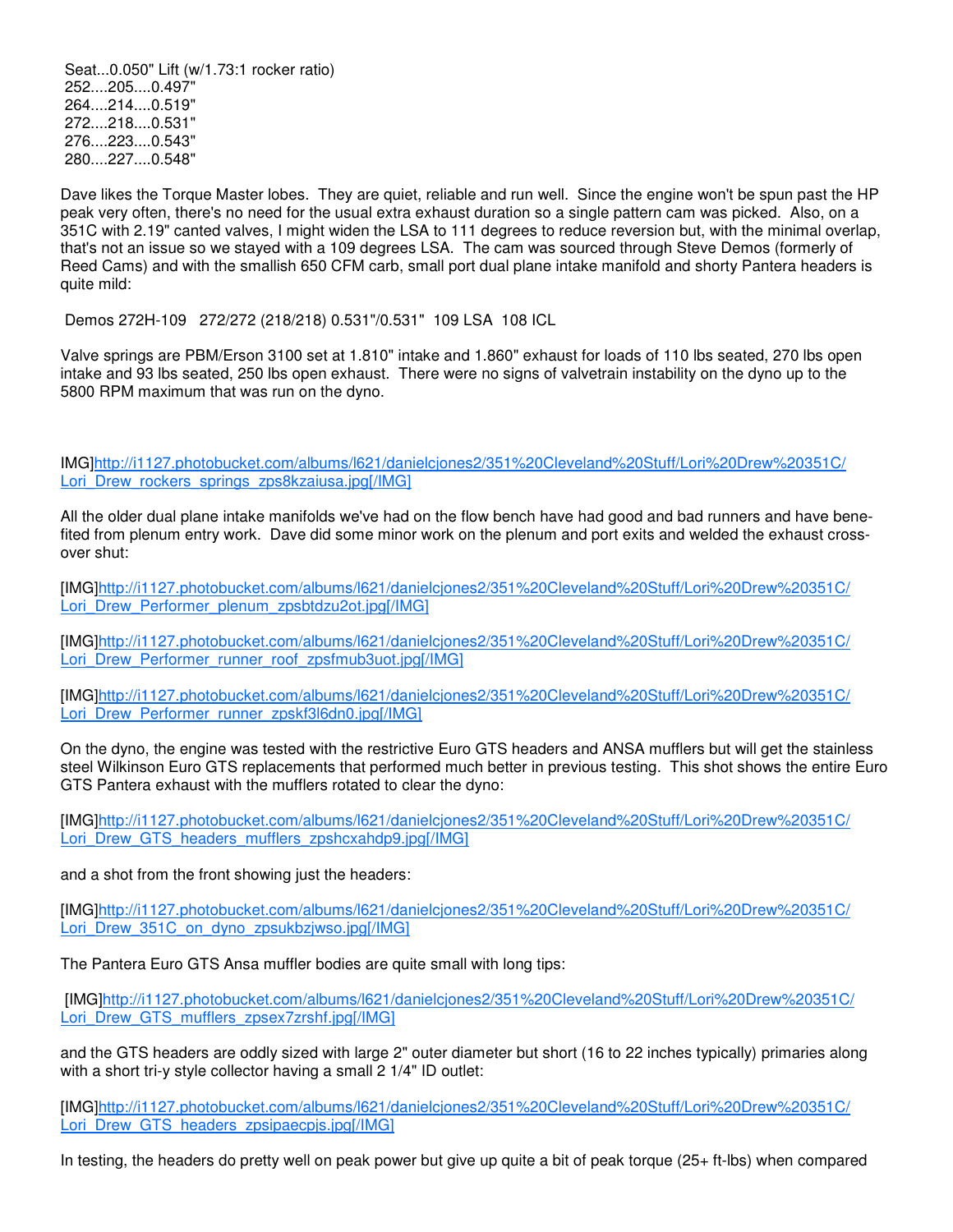Seat...0.050" Lift (w/1.73:1 rocker ratio)
252....205....0.497"
264....214....0.519"
272....218....0.531"
276....223....0.543"
280....227....0.548"

Dave likes the Torque Master lobes. They are quiet, reliable and run well. Since the engine won't be spun past the HP peak very often, there's no need for the usual extra exhaust duration so a single pattern cam was picked. Also, on a 351C with 2.19" canted valves, I might widen the LSA to 111 degrees to reduce reversion but, with the minimal overlap, that's not an issue so we stayed with a 109 degrees LSA. The cam was sourced through Steve Demos (formerly of Reed Cams) and with the smallish 650 CFM carb, small port dual plane intake manifold and shorty Pantera headers is quite mild:

Demos 272H-109 272/272 (218/218) 0.531"/0.531" 109 LSA 108 ICL

Valve springs are PBM/Erson 3100 set at 1.810" intake and 1.860" exhaust for loads of 110 lbs seated, 270 lbs open intake and 93 lbs seated, 250 lbs open exhaust. There were no signs of valvetrain instability on the dyno up to the 5800 RPM maximum that was run on the dyno.

IMG]http://i1127.photobucket.com/albums/l621/danielcjones2/351%20Cleveland%20Stuff/Lori%20Drew%20351C/Lori_Drew_rockers_springs_zps8kzaiusa.jpg[/IMG]

All the older dual plane intake manifolds we've had on the flow bench have had good and bad runners and have benefited from plenum entry work. Dave did some minor work on the plenum and port exits and welded the exhaust crossover shut:

[IMG]http://i1127.photobucket.com/albums/l621/danielcjones2/351%20Cleveland%20Stuff/Lori%20Drew%20351C/Lori_Drew_Performer_plenum_zpsbtdzu2ot.jpg[/IMG]

[IMG]http://i1127.photobucket.com/albums/l621/danielcjones2/351%20Cleveland%20Stuff/Lori%20Drew%20351C/Lori_Drew_Performer_runner_roof_zpsfmub3uot.jpg[/IMG]

[IMG]http://i1127.photobucket.com/albums/l621/danielcjones2/351%20Cleveland%20Stuff/Lori%20Drew%20351C/Lori_Drew_Performer_runner_zpskf3l6dn0.jpg[/IMG]

On the dyno, the engine was tested with the restrictive Euro GTS headers and ANSA mufflers but will get the stainless steel Wilkinson Euro GTS replacements that performed much better in previous testing. This shot shows the entire Euro GTS Pantera exhaust with the mufflers rotated to clear the dyno:

[IMG]http://i1127.photobucket.com/albums/l621/danielcjones2/351%20Cleveland%20Stuff/Lori%20Drew%20351C/Lori_Drew_GTS_headers_mufflers_zpshcxahdp9.jpg[/IMG]

and a shot from the front showing just the headers:

[IMG]http://i1127.photobucket.com/albums/l621/danielcjones2/351%20Cleveland%20Stuff/Lori%20Drew%20351C/Lori_Drew_351C_on_dyno_zpsukbzjwso.jpg[/IMG]

The Pantera Euro GTS Ansa muffler bodies are quite small with long tips:

[IMG]http://i1127.photobucket.com/albums/l621/danielcjones2/351%20Cleveland%20Stuff/Lori%20Drew%20351C/Lori_Drew_GTS_mufflers_zpsex7zrshf.jpg[/IMG]

and the GTS headers are oddly sized with large 2" outer diameter but short (16 to 22 inches typically) primaries along with a short tri-y style collector having a small 2 1/4" ID outlet:

[IMG]http://i1127.photobucket.com/albums/l621/danielcjones2/351%20Cleveland%20Stuff/Lori%20Drew%20351C/Lori_Drew_GTS_headers_zpsipaecpjs.jpg[/IMG]

In testing, the headers do pretty well on peak power but give up quite a bit of peak torque (25+ ft-lbs) when compared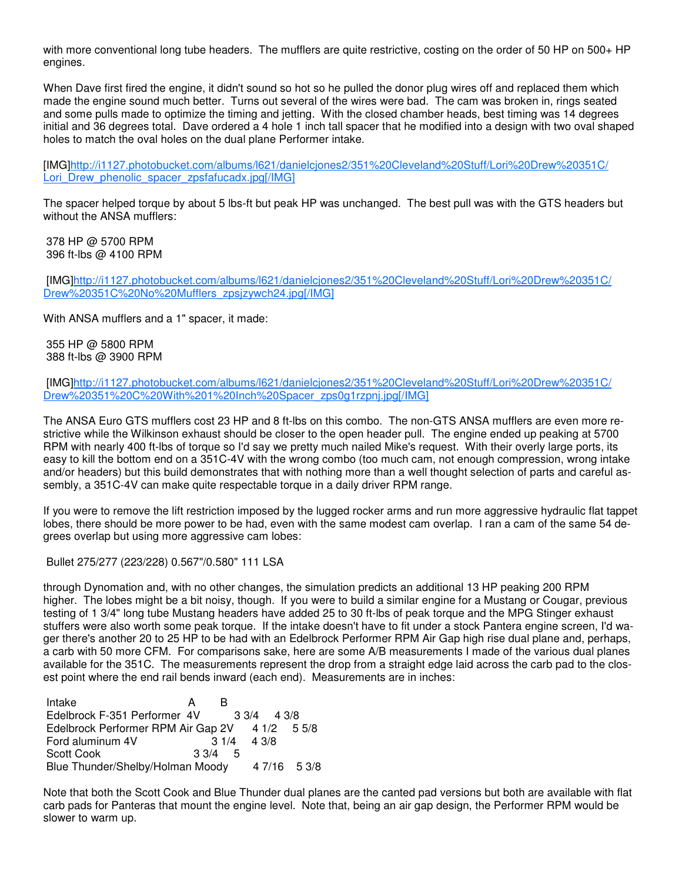with more conventional long tube headers. The mufflers are quite restrictive, costing on the order of 50 HP on 500+ HP engines.

When Dave first fired the engine, it didn't sound so hot so he pulled the donor plug wires off and replaced them which made the engine sound much better. Turns out several of the wires were bad. The cam was broken in, rings seated and some pulls made to optimize the timing and jetting. With the closed chamber heads, best timing was 14 degrees initial and 36 degrees total. Dave ordered a 4 hole 1 inch tall spacer that he modified into a design with two oval shaped holes to match the oval holes on the dual plane Performer intake.

[IMG]http://i1127.photobucket.com/albums/l621/danielcjones2/351%20Cleveland%20Stuff/Lori%20Drew%20351C/Lori_Drew_phenolic_spacer_zpsfafucadx.jpg[/IMG]

The spacer helped torque by about 5 lbs-ft but peak HP was unchanged. The best pull was with the GTS headers but without the ANSA mufflers:

378 HP @ 5700 RPM
396 ft-lbs @ 4100 RPM

[IMG]http://i1127.photobucket.com/albums/l621/danielcjones2/351%20Cleveland%20Stuff/Lori%20Drew%20351C/Drew%20351C%20No%20Mufflers_zpsjzywch24.jpg[/IMG]

With ANSA mufflers and a 1" spacer, it made:

355 HP @ 5800 RPM
388 ft-lbs @ 3900 RPM

[IMG]http://i1127.photobucket.com/albums/l621/danielcjones2/351%20Cleveland%20Stuff/Lori%20Drew%20351C/Drew%20351%20C%20With%201%20Inch%20Spacer_zps0g1rzpnj.jpg[/IMG]

The ANSA Euro GTS mufflers cost 23 HP and 8 ft-lbs on this combo. The non-GTS ANSA mufflers are even more restrictive while the Wilkinson exhaust should be closer to the open header pull. The engine ended up peaking at 5700 RPM with nearly 400 ft-lbs of torque so I'd say we pretty much nailed Mike's request. With their overly large ports, its easy to kill the bottom end on a 351C-4V with the wrong combo (too much cam, not enough compression, wrong intake and/or headers) but this build demonstrates that with nothing more than a well thought selection of parts and careful assembly, a 351C-4V can make quite respectable torque in a daily driver RPM range.

If you were to remove the lift restriction imposed by the lugged rocker arms and run more aggressive hydraulic flat tappet lobes, there should be more power to be had, even with the same modest cam overlap. I ran a cam of the same 54 degrees overlap but using more aggressive cam lobes:

Bullet 275/277 (223/228) 0.567"/0.580" 111 LSA

through Dynomation and, with no other changes, the simulation predicts an additional 13 HP peaking 200 RPM higher. The lobes might be a bit noisy, though. If you were to build a similar engine for a Mustang or Cougar, previous testing of 1 3/4" long tube Mustang headers have added 25 to 30 ft-lbs of peak torque and the MPG Stinger exhaust stuffers were also worth some peak torque. If the intake doesn't have to fit under a stock Pantera engine screen, I'd wager there's another 20 to 25 HP to be had with an Edelbrock Performer RPM Air Gap high rise dual plane and, perhaps, a carb with 50 more CFM. For comparisons sake, here are some A/B measurements I made of the various dual planes available for the 351C. The measurements represent the drop from a straight edge laid across the carb pad to the closest point where the end rail bends inward (each end). Measurements are in inches:

| Intake | A | B |
|---|---|---|
| Edelbrock F-351 Performer 4V | 3 3/4 | 4 3/8 |
| Edelbrock Performer RPM Air Gap 2V | 4 1/2 | 5 5/8 |
| Ford aluminum 4V | 3 1/4 | 4 3/8 |
| Scott Cook | 3 3/4 | 5 |
| Blue Thunder/Shelby/Holman Moody | 4 7/16 | 5 3/8 |

Note that both the Scott Cook and Blue Thunder dual planes are the canted pad versions but both are available with flat carb pads for Panteras that mount the engine level. Note that, being an air gap design, the Performer RPM would be slower to warm up.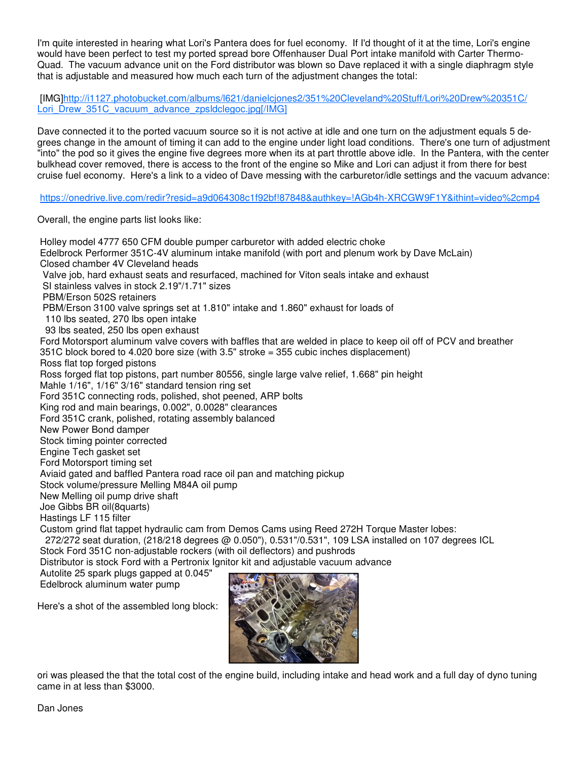I'm quite interested in hearing what Lori's Pantera does for fuel economy. If I'd thought of it at the time, Lori's engine would have been perfect to test my ported spread bore Offenhauser Dual Port intake manifold with Carter Thermo-Quad. The vacuum advance unit on the Ford distributor was blown so Dave replaced it with a single diaphragm style that is adjustable and measured how much each turn of the adjustment changes the total:

[IMG]http://i1127.photobucket.com/albums/l621/danielcjones2/351%20Cleveland%20Stuff/Lori%20Drew%20351C/Lori_Drew_351C_vacuum_advance_zpsldclegoc.jpg[/IMG]

Dave connected it to the ported vacuum source so it is not active at idle and one turn on the adjustment equals 5 degrees change in the amount of timing it can add to the engine under light load conditions. There's one turn of adjustment "into" the pod so it gives the engine five degrees more when its at part throttle above idle. In the Pantera, with the center bulkhead cover removed, there is access to the front of the engine so Mike and Lori can adjust it from there for best cruise fuel economy. Here's a link to a video of Dave messing with the carburetor/idle settings and the vacuum advance:

https://onedrive.live.com/redir?resid=a9d064308c1f92bf!87848&authkey=!AGb4h-XRCGW9F1Y&ithint=video%2cmp4

Overall, the engine parts list looks like:

Holley model 4777 650 CFM double pumper carburetor with added electric choke
Edelbrock Performer 351C-4V aluminum intake manifold (with port and plenum work by Dave McLain)
Closed chamber 4V Cleveland heads
 Valve job, hard exhaust seats and resurfaced, machined for Viton seals intake and exhaust
 SI stainless valves in stock 2.19"/1.71" sizes
 PBM/Erson 502S retainers
 PBM/Erson 3100 valve springs set at 1.810" intake and 1.860" exhaust for loads of
  110 lbs seated, 270 lbs open intake
  93 lbs seated, 250 lbs open exhaust
Ford Motorsport aluminum valve covers with baffles that are welded in place to keep oil off of PCV and breather
351C block bored to 4.020 bore size (with 3.5" stroke = 355 cubic inches displacement)
Ross flat top forged pistons
Ross forged flat top pistons, part number 80556, single large valve relief, 1.668" pin height
Mahle 1/16", 1/16" 3/16" standard tension ring set
Ford 351C connecting rods, polished, shot peened, ARP bolts
King rod and main bearings, 0.002", 0.0028" clearances
Ford 351C crank, polished, rotating assembly balanced
New Power Bond damper
Stock timing pointer corrected
Engine Tech gasket set
Ford Motorsport timing set
Aviaid gated and baffled Pantera road race oil pan and matching pickup
Stock volume/pressure Melling M84A oil pump
New Melling oil pump drive shaft
Joe Gibbs BR oil(8quarts)
Hastings LF 115 filter
Custom grind flat tappet hydraulic cam from Demos Cams using Reed 272H Torque Master lobes:
  272/272 seat duration, (218/218 degrees @ 0.050"), 0.531"/0.531", 109 LSA installed on 107 degrees ICL
Stock Ford 351C non-adjustable rockers (with oil deflectors) and pushrods
Distributor is stock Ford with a Pertronix Ignitor kit and adjustable vacuum advance
Autolite 25 spark plugs gapped at 0.045"
Edelbrock aluminum water pump

Here's a shot of the assembled long block:

ori was pleased the that the total cost of the engine build, including intake and head work and a full day of dyno tuning came in at less than $3000.

Dan Jones